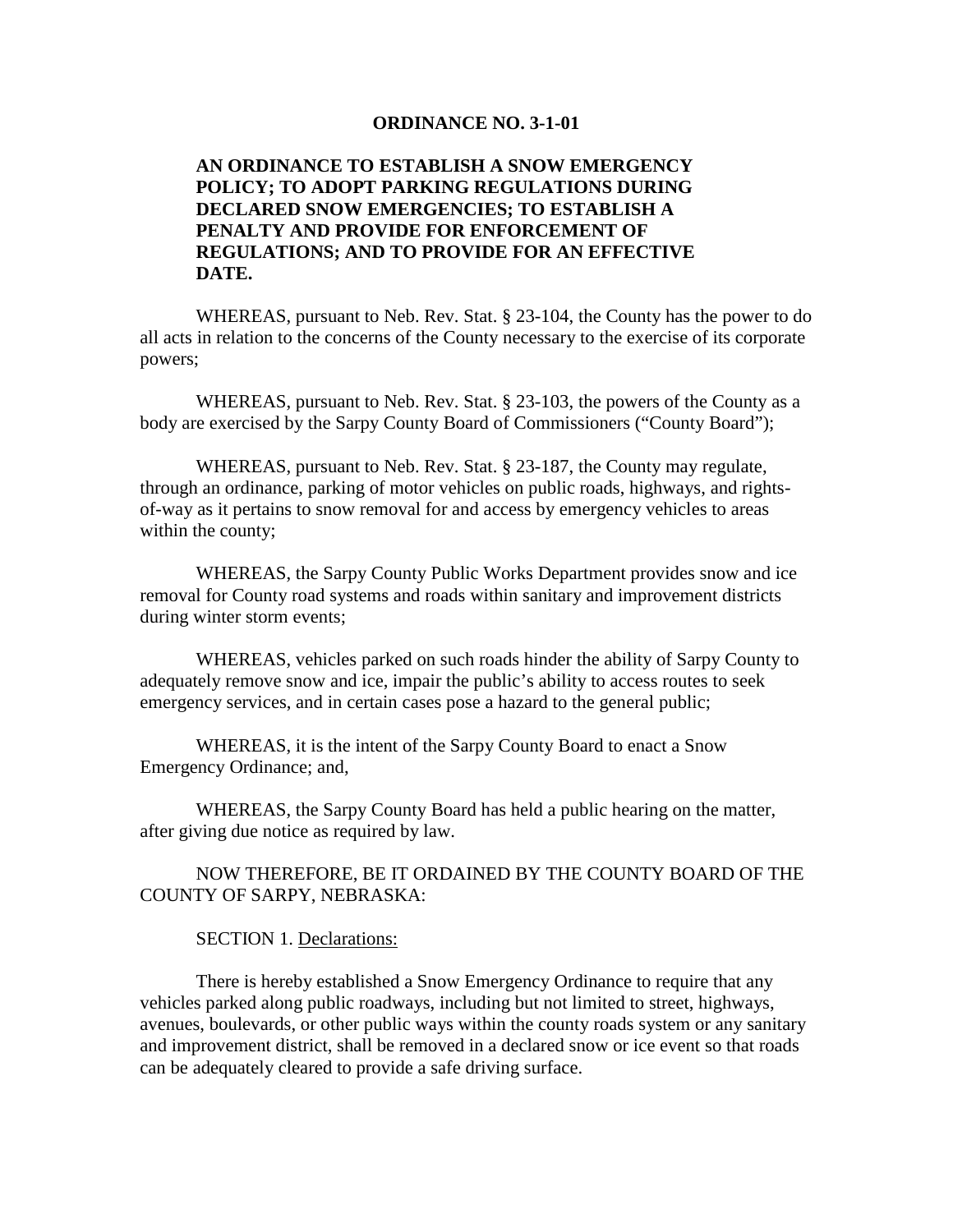**ORDINANCE NO. 3-1-01**

**AN ORDINANCE TO ESTABLISH A SNOW EMERGENCY POLICY; TO ADOPT PARKING REGULATIONS DURING DECLARED SNOW EMERGENCIES; TO ESTABLISH A PENALTY AND PROVIDE FOR ENFORCEMENT OF REGULATIONS; AND TO PROVIDE FOR AN EFFECTIVE DATE.**

WHEREAS, pursuant to Neb. Rev. Stat. § 23-104, the County has the power to do all acts in relation to the concerns of the County necessary to the exercise of its corporate powers;

WHEREAS, pursuant to Neb. Rev. Stat. § 23-103, the powers of the County as a body are exercised by the Sarpy County Board of Commissioners ("County Board");

WHEREAS, pursuant to Neb. Rev. Stat. § 23-187, the County may regulate, through an ordinance, parking of motor vehicles on public roads, highways, and rights-of-way as it pertains to snow removal for and access by emergency vehicles to areas within the county;

WHEREAS, the Sarpy County Public Works Department provides snow and ice removal for County road systems and roads within sanitary and improvement districts during winter storm events;

WHEREAS, vehicles parked on such roads hinder the ability of Sarpy County to adequately remove snow and ice, impair the public's ability to access routes to seek emergency services, and in certain cases pose a hazard to the general public;

WHEREAS, it is the intent of the Sarpy County Board to enact a Snow Emergency Ordinance; and,

WHEREAS, the Sarpy County Board has held a public hearing on the matter, after giving due notice as required by law.

NOW THEREFORE, BE IT ORDAINED BY THE COUNTY BOARD OF THE COUNTY OF SARPY, NEBRASKA:

SECTION 1. Declarations:

There is hereby established a Snow Emergency Ordinance to require that any vehicles parked along public roadways, including but not limited to street, highways, avenues, boulevards, or other public ways within the county roads system or any sanitary and improvement district, shall be removed in a declared snow or ice event so that roads can be adequately cleared to provide a safe driving surface.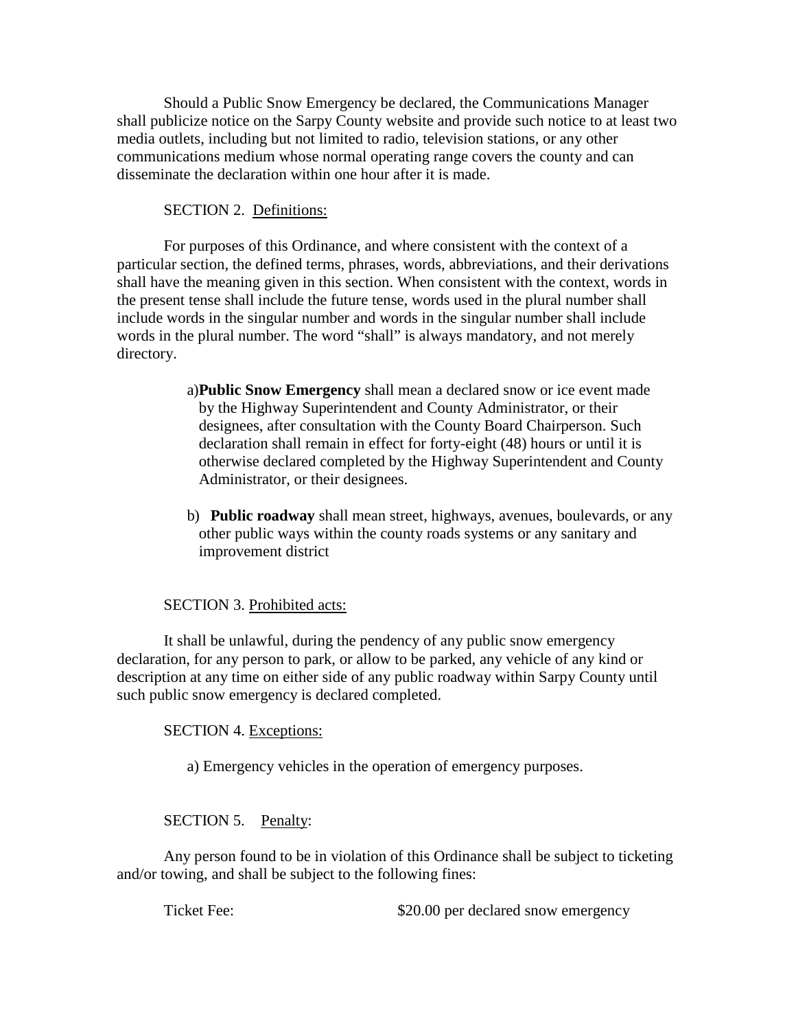Should a Public Snow Emergency be declared, the Communications Manager shall publicize notice on the Sarpy County website and provide such notice to at least two media outlets, including but not limited to radio, television stations, or any other communications medium whose normal operating range covers the county and can disseminate the declaration within one hour after it is made.

SECTION 2. Definitions:

For purposes of this Ordinance, and where consistent with the context of a particular section, the defined terms, phrases, words, abbreviations, and their derivations shall have the meaning given in this section. When consistent with the context, words in the present tense shall include the future tense, words used in the plural number shall include words in the singular number and words in the singular number shall include words in the plural number. The word "shall" is always mandatory, and not merely directory.

a) **Public Snow Emergency** shall mean a declared snow or ice event made by the Highway Superintendent and County Administrator, or their designees, after consultation with the County Board Chairperson. Such declaration shall remain in effect for forty-eight (48) hours or until it is otherwise declared completed by the Highway Superintendent and County Administrator, or their designees.

b) **Public roadway** shall mean street, highways, avenues, boulevards, or any other public ways within the county roads systems or any sanitary and improvement district

SECTION 3. Prohibited acts:

It shall be unlawful, during the pendency of any public snow emergency declaration, for any person to park, or allow to be parked, any vehicle of any kind or description at any time on either side of any public roadway within Sarpy County until such public snow emergency is declared completed.

SECTION 4. Exceptions:

a) Emergency vehicles in the operation of emergency purposes.

SECTION 5. Penalty:

Any person found to be in violation of this Ordinance shall be subject to ticketing and/or towing, and shall be subject to the following fines:

Ticket Fee: $20.00 per declared snow emergency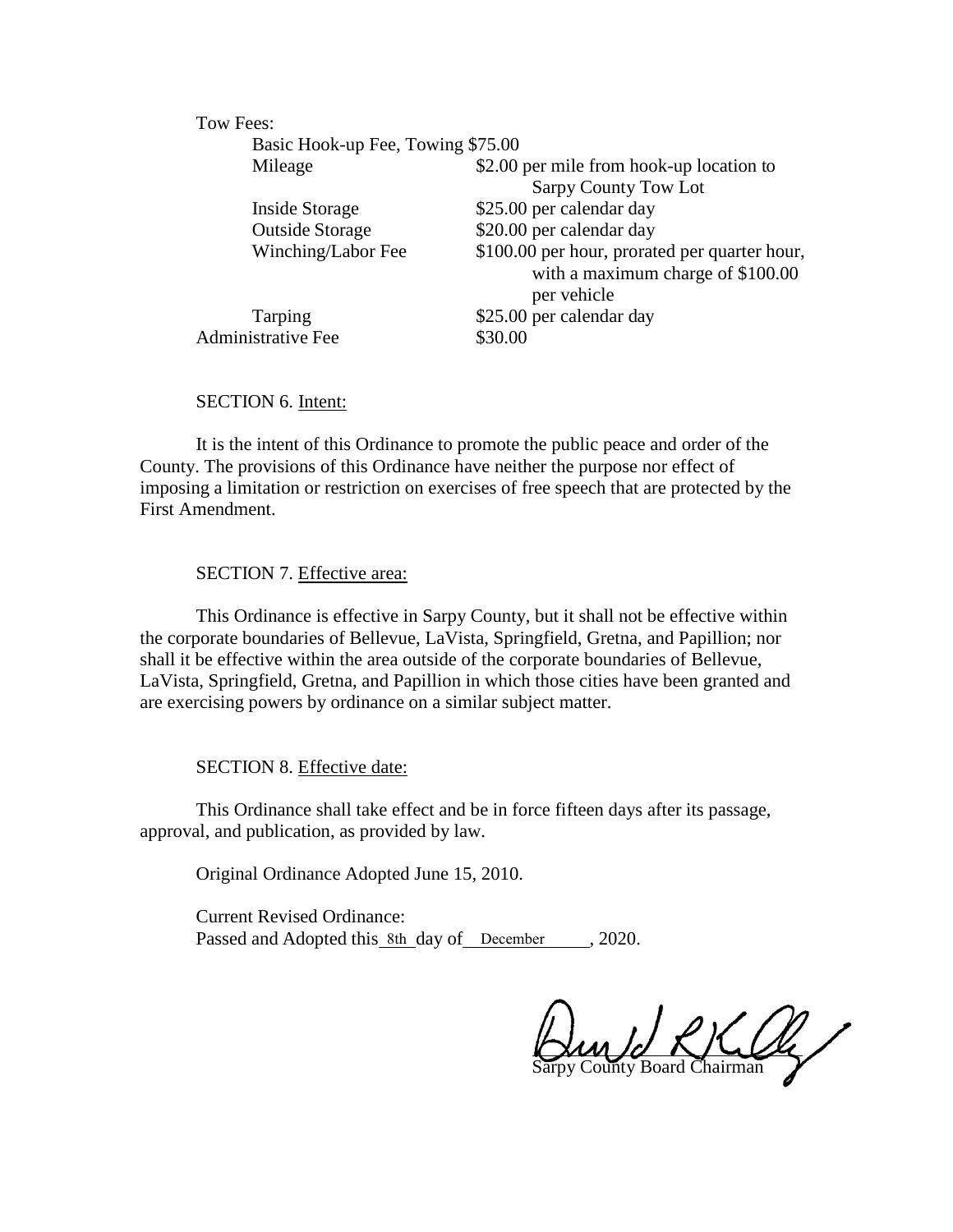Tow Fees:

| | |
|---|---|
| Basic Hook-up Fee, Towing | $75.00 |
| Mileage | $2.00 per mile from hook-up location to Sarpy County Tow Lot |
| Inside Storage | $25.00 per calendar day |
| Outside Storage | $20.00 per calendar day |
| Winching/Labor Fee | $100.00 per hour, prorated per quarter hour, with a maximum charge of $100.00 per vehicle |
| Tarping | $25.00 per calendar day |
| Administrative Fee | $30.00 |

SECTION 6. Intent:

It is the intent of this Ordinance to promote the public peace and order of the County. The provisions of this Ordinance have neither the purpose nor effect of imposing a limitation or restriction on exercises of free speech that are protected by the First Amendment.

SECTION 7. Effective area:

This Ordinance is effective in Sarpy County, but it shall not be effective within the corporate boundaries of Bellevue, LaVista, Springfield, Gretna, and Papillion; nor shall it be effective within the area outside of the corporate boundaries of Bellevue, LaVista, Springfield, Gretna, and Papillion in which those cities have been granted and are exercising powers by ordinance on a similar subject matter.

SECTION 8. Effective date:

This Ordinance shall take effect and be in force fifteen days after its passage, approval, and publication, as provided by law.

Original Ordinance Adopted June 15, 2010.

Current Revised Ordinance:
Passed and Adopted this 8th day of December, 2020.

Sarpy County Board Chairman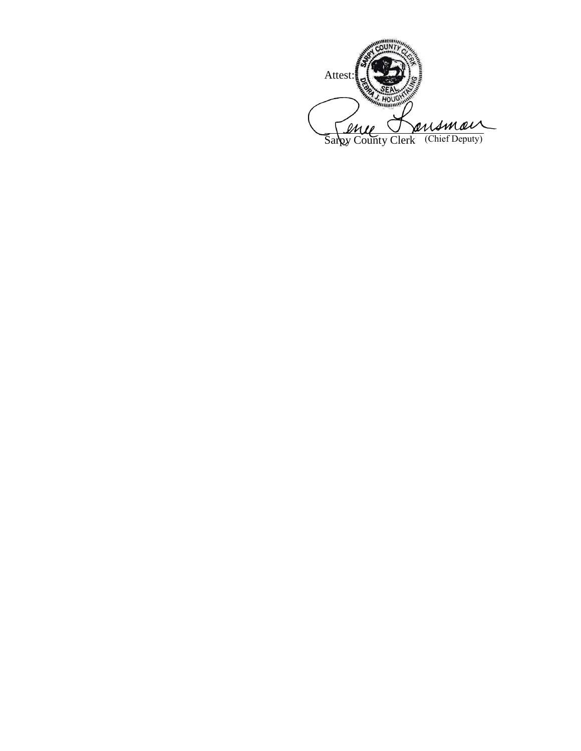Attest:

SARPY COUNTY CLERK
SEAL
DEBRA J. HOUGHTALING

Renee Lansman

Sarpy County Clerk (Chief Deputy)